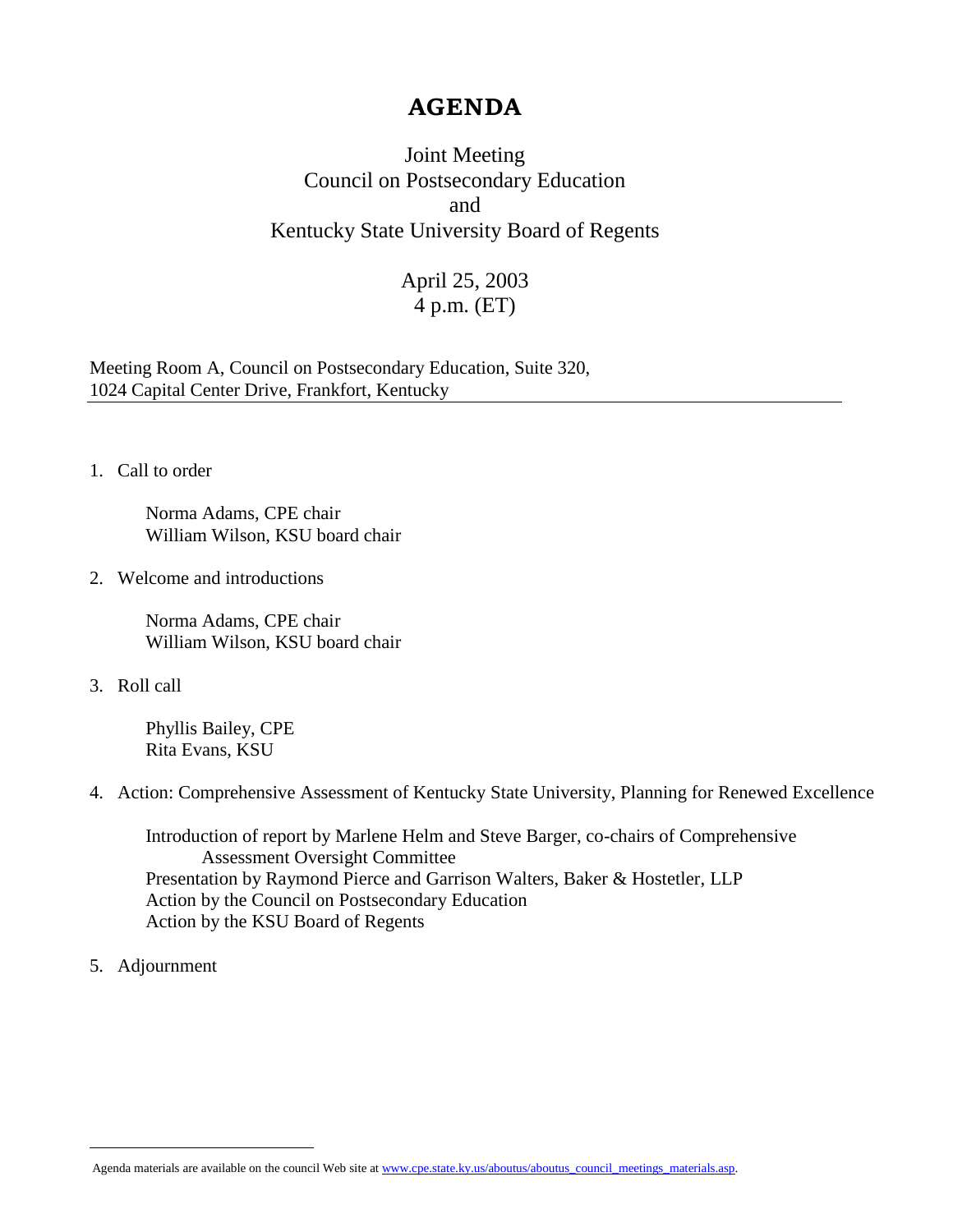# AGENDA

Joint Meeting
Council on Postsecondary Education
and
Kentucky State University Board of Regents

April 25, 2003
4 p.m. (ET)

Meeting Room A, Council on Postsecondary Education, Suite 320,
1024 Capital Center Drive, Frankfort, Kentucky

---

1. Call to order

   Norma Adams, CPE chair
   William Wilson, KSU board chair

2. Welcome and introductions

   Norma Adams, CPE chair
   William Wilson, KSU board chair

3. Roll call

   Phyllis Bailey, CPE
   Rita Evans, KSU

4. Action: Comprehensive Assessment of Kentucky State University, Planning for Renewed Excellence

   Introduction of report by Marlene Helm and Steve Barger, co-chairs of Comprehensive Assessment Oversight Committee
   Presentation by Raymond Pierce and Garrison Walters, Baker & Hostetler, LLP
   Action by the Council on Postsecondary Education
   Action by the KSU Board of Regents

5. Adjournment

---

Agenda materials are available on the council Web site at www.cpe.state.ky.us/aboutus/aboutus_council_meetings_materials.asp.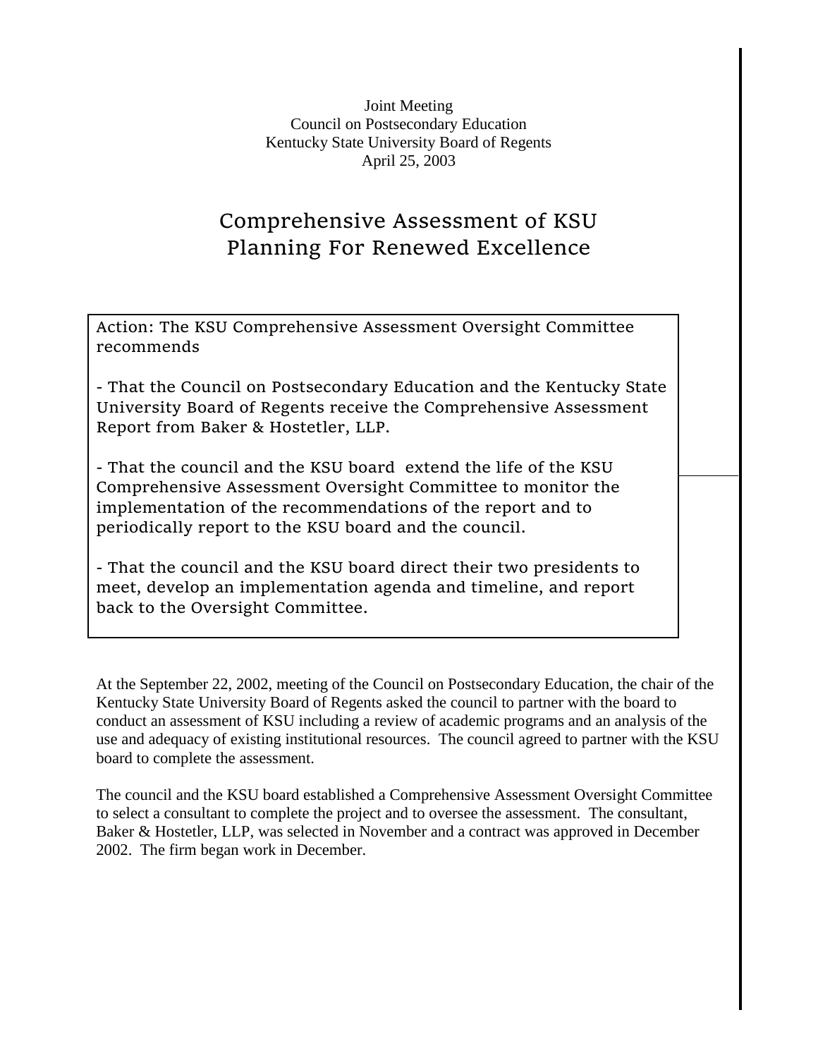Joint Meeting
Council on Postsecondary Education
Kentucky State University Board of Regents
April 25, 2003

# Comprehensive Assessment of KSU
# Planning For Renewed Excellence

Action: The KSU Comprehensive Assessment Oversight Committee recommends

- That the Council on Postsecondary Education and the Kentucky State University Board of Regents receive the Comprehensive Assessment Report from Baker & Hostetler, LLP.

- That the council and the KSU board extend the life of the KSU Comprehensive Assessment Oversight Committee to monitor the implementation of the recommendations of the report and to periodically report to the KSU board and the council.

- That the council and the KSU board direct their two presidents to meet, develop an implementation agenda and timeline, and report back to the Oversight Committee.

At the September 22, 2002, meeting of the Council on Postsecondary Education, the chair of the Kentucky State University Board of Regents asked the council to partner with the board to conduct an assessment of KSU including a review of academic programs and an analysis of the use and adequacy of existing institutional resources. The council agreed to partner with the KSU board to complete the assessment.

The council and the KSU board established a Comprehensive Assessment Oversight Committee to select a consultant to complete the project and to oversee the assessment. The consultant, Baker & Hostetler, LLP, was selected in November and a contract was approved in December 2002. The firm began work in December.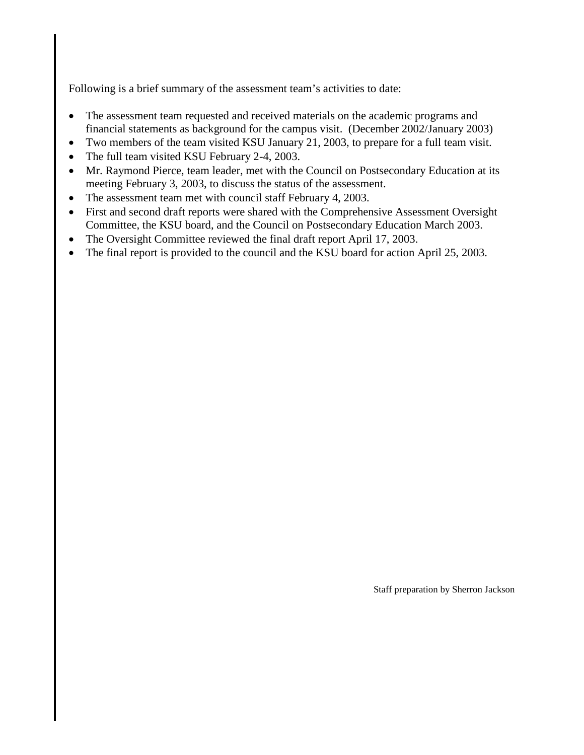Following is a brief summary of the assessment team's activities to date:

- The assessment team requested and received materials on the academic programs and financial statements as background for the campus visit. (December 2002/January 2003)
- Two members of the team visited KSU January 21, 2003, to prepare for a full team visit.
- The full team visited KSU February 2-4, 2003.
- Mr. Raymond Pierce, team leader, met with the Council on Postsecondary Education at its meeting February 3, 2003, to discuss the status of the assessment.
- The assessment team met with council staff February 4, 2003.
- First and second draft reports were shared with the Comprehensive Assessment Oversight Committee, the KSU board, and the Council on Postsecondary Education March 2003.
- The Oversight Committee reviewed the final draft report April 17, 2003.
- The final report is provided to the council and the KSU board for action April 25, 2003.

Staff preparation by Sherron Jackson